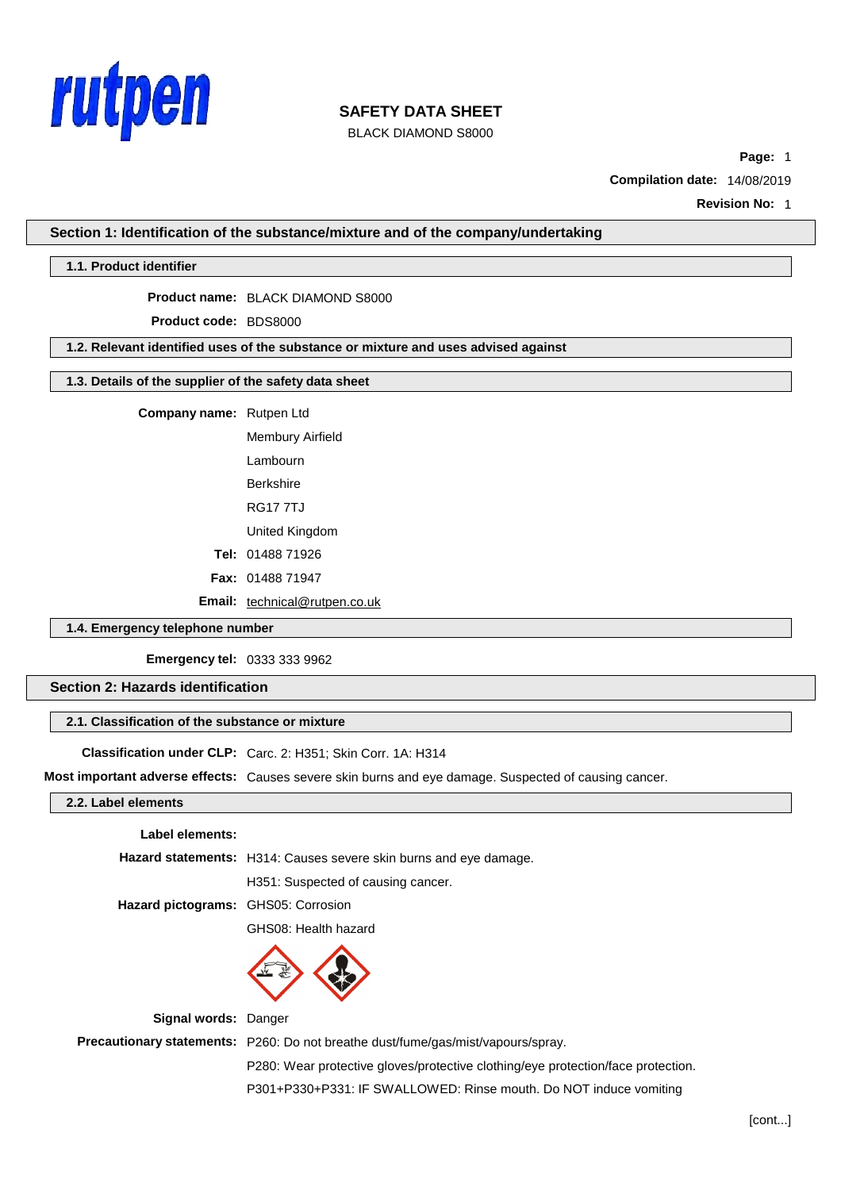# SAFETY DATA SHEET

BLACK DIAMOND S8000

**Compilation date:** 14/08/2019

**Revision No:** 1

## Section 1: Identification of the substance/mixture and of the company/undertaking

### 1.1. Product identifier

**Product name:** BLACK DIAMOND S8000

**Product code:** BDS8000

### 1.2. Relevant identified uses of the substance or mixture and uses advised against

### 1.3. Details of the supplier of the safety data sheet

**Company name:** Rutpen Ltd

Membury Airfield

Lambourn

Berkshire

RG17 7TJ

United Kingdom

**Tel:** 01488 71926

**Fax:** 01488 71947

**Email:** technical@rutpen.co.uk

### 1.4. Emergency telephone number

**Emergency tel:** 0333 333 9962

## Section 2: Hazards identification

### 2.1. Classification of the substance or mixture

**Classification under CLP:** Carc. 2: H351; Skin Corr. 1A: H314

**Most important adverse effects:** Causes severe skin burns and eye damage. Suspected of causing cancer.

### 2.2. Label elements

**Label elements:**

**Hazard statements:** H314: Causes severe skin burns and eye damage.

H351: Suspected of causing cancer.

**Hazard pictograms:** GHS05: Corrosion

GHS08: Health hazard

**Signal words:** Danger

**Precautionary statements:** P260: Do not breathe dust/fume/gas/mist/vapours/spray.

P280: Wear protective gloves/protective clothing/eye protection/face protection.

P301+P330+P331: IF SWALLOWED: Rinse mouth. Do NOT induce vomiting

[cont...]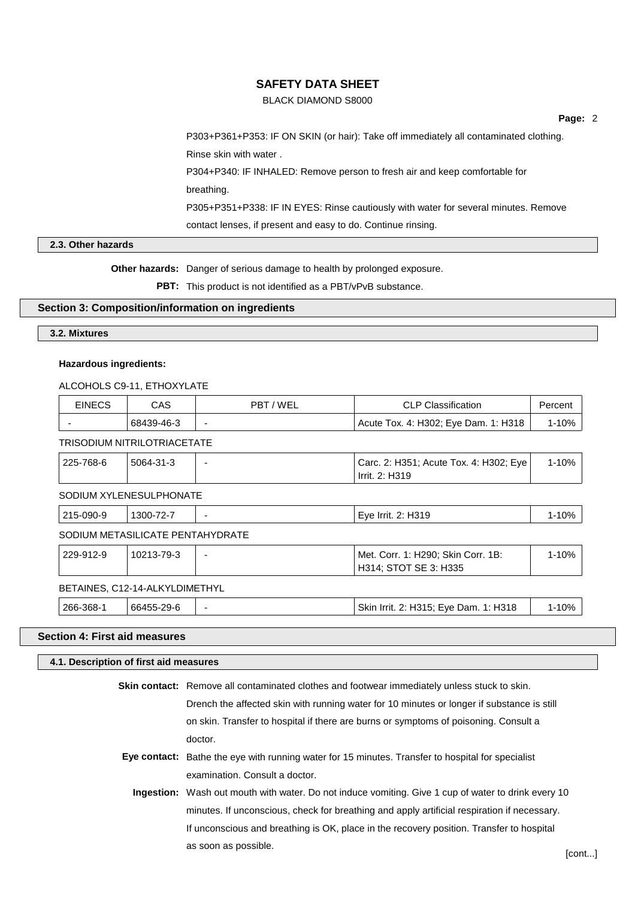P303+P361+P353: IF ON SKIN (or hair): Take off immediately all contaminated clothing. Rinse skin with water .

P304+P340: IF INHALED: Remove person to fresh air and keep comfortable for breathing.

P305+P351+P338: IF IN EYES: Rinse cautiously with water for several minutes. Remove contact lenses, if present and easy to do. Continue rinsing.

### 2.3. Other hazards

**Other hazards:** Danger of serious damage to health by prolonged exposure.

**PBT:** This product is not identified as a PBT/vPvB substance.

## Section 3: Composition/information on ingredients

### 3.2. Mixtures

**Hazardous ingredients:**

ALCOHOLS C9-11, ETHOXYLATE

| EINECS | CAS | PBT / WEL | CLP Classification | Percent |
|---|---|---|---|---|
| - | 68439-46-3 | - | Acute Tox. 4: H302; Eye Dam. 1: H318 | 1-10% |

TRISODIUM NITRILOTRIACETATE

| EINECS | CAS | PBT / WEL | CLP Classification | Percent |
|---|---|---|---|---|
| 225-768-6 | 5064-31-3 | - | Carc. 2: H351; Acute Tox. 4: H302; Eye Irrit. 2: H319 | 1-10% |

SODIUM XYLENESULPHONATE

| EINECS | CAS | PBT / WEL | CLP Classification | Percent |
|---|---|---|---|---|
| 215-090-9 | 1300-72-7 | - | Eye Irrit. 2: H319 | 1-10% |

SODIUM METASILICATE PENTAHYDRATE

| EINECS | CAS | PBT / WEL | CLP Classification | Percent |
|---|---|---|---|---|
| 229-912-9 | 10213-79-3 | - | Met. Corr. 1: H290; Skin Corr. 1B: H314; STOT SE 3: H335 | 1-10% |

BETAINES, C12-14-ALKYLDIMETHYL

| EINECS | CAS | PBT / WEL | CLP Classification | Percent |
|---|---|---|---|---|
| 266-368-1 | 66455-29-6 | - | Skin Irrit. 2: H315; Eye Dam. 1: H318 | 1-10% |

## Section 4: First aid measures

### 4.1. Description of first aid measures

**Skin contact:** Remove all contaminated clothes and footwear immediately unless stuck to skin. Drench the affected skin with running water for 10 minutes or longer if substance is still on skin. Transfer to hospital if there are burns or symptoms of poisoning. Consult a doctor.

**Eye contact:** Bathe the eye with running water for 15 minutes. Transfer to hospital for specialist examination. Consult a doctor.

**Ingestion:** Wash out mouth with water. Do not induce vomiting. Give 1 cup of water to drink every 10 minutes. If unconscious, check for breathing and apply artificial respiration if necessary. If unconscious and breathing is OK, place in the recovery position. Transfer to hospital as soon as possible.

[cont...]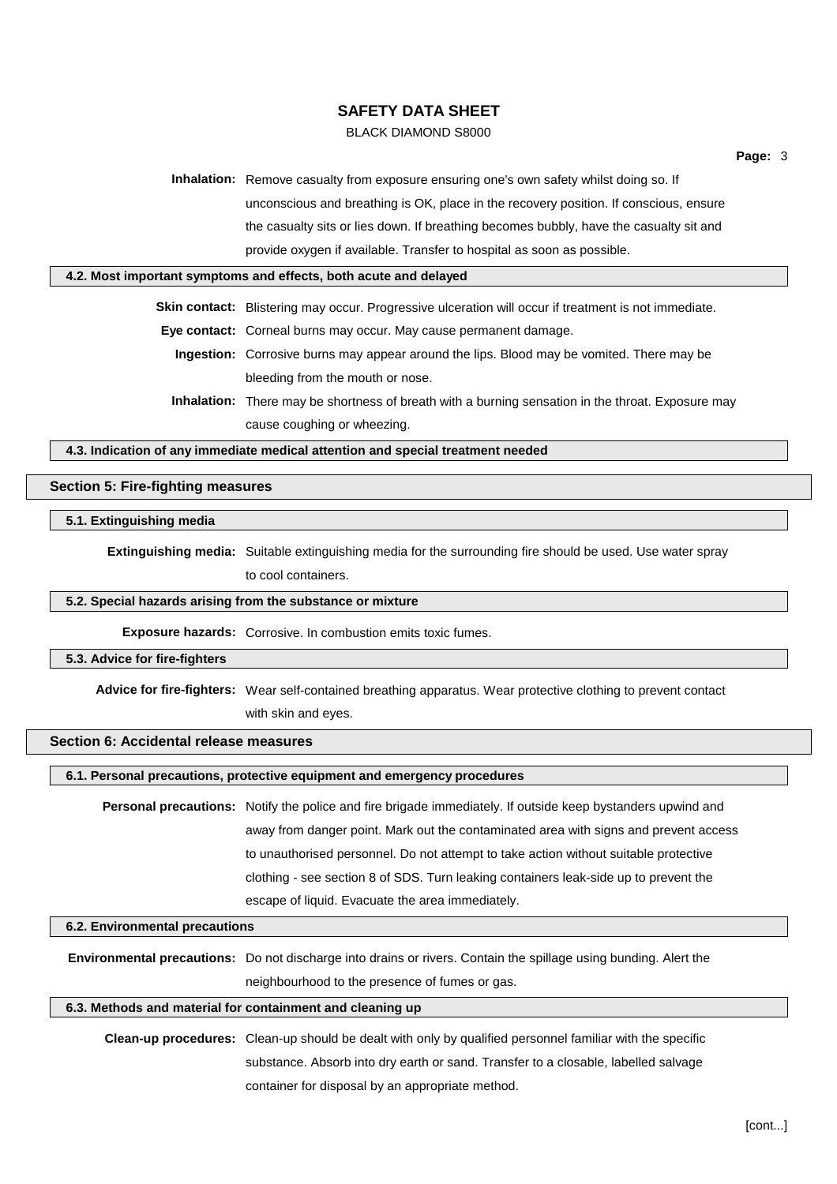**Inhalation:** Remove casualty from exposure ensuring one's own safety whilst doing so. If unconscious and breathing is OK, place in the recovery position. If conscious, ensure the casualty sits or lies down. If breathing becomes bubbly, have the casualty sit and provide oxygen if available. Transfer to hospital as soon as possible.

### 4.2. Most important symptoms and effects, both acute and delayed

**Skin contact:** Blistering may occur. Progressive ulceration will occur if treatment is not immediate.

**Eye contact:** Corneal burns may occur. May cause permanent damage.

**Ingestion:** Corrosive burns may appear around the lips. Blood may be vomited. There may be bleeding from the mouth or nose.

**Inhalation:** There may be shortness of breath with a burning sensation in the throat. Exposure may cause coughing or wheezing.

### 4.3. Indication of any immediate medical attention and special treatment needed

## Section 5: Fire-fighting measures

### 5.1. Extinguishing media

**Extinguishing media:** Suitable extinguishing media for the surrounding fire should be used. Use water spray to cool containers.

### 5.2. Special hazards arising from the substance or mixture

**Exposure hazards:** Corrosive. In combustion emits toxic fumes.

### 5.3. Advice for fire-fighters

**Advice for fire-fighters:** Wear self-contained breathing apparatus. Wear protective clothing to prevent contact with skin and eyes.

## Section 6: Accidental release measures

### 6.1. Personal precautions, protective equipment and emergency procedures

**Personal precautions:** Notify the police and fire brigade immediately. If outside keep bystanders upwind and away from danger point. Mark out the contaminated area with signs and prevent access to unauthorised personnel. Do not attempt to take action without suitable protective clothing - see section 8 of SDS. Turn leaking containers leak-side up to prevent the escape of liquid. Evacuate the area immediately.

### 6.2. Environmental precautions

**Environmental precautions:** Do not discharge into drains or rivers. Contain the spillage using bunding. Alert the neighbourhood to the presence of fumes or gas.

### 6.3. Methods and material for containment and cleaning up

**Clean-up procedures:** Clean-up should be dealt with only by qualified personnel familiar with the specific substance. Absorb into dry earth or sand. Transfer to a closable, labelled salvage container for disposal by an appropriate method.

[cont...]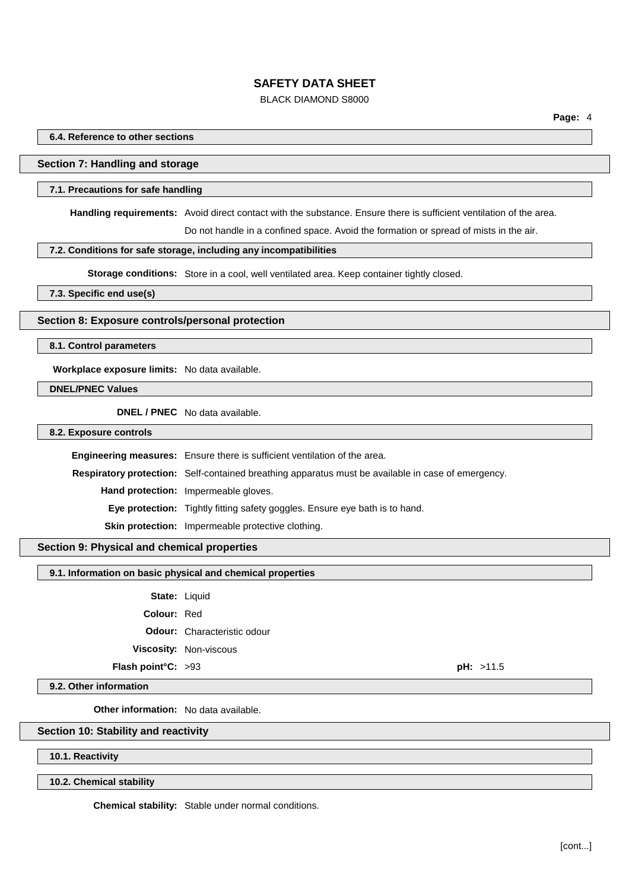#### 6.4. Reference to other sections

## Section 7: Handling and storage

#### 7.1. Precautions for safe handling

**Handling requirements:** Avoid direct contact with the substance. Ensure there is sufficient ventilation of the area.

Do not handle in a confined space. Avoid the formation or spread of mists in the air.

#### 7.2. Conditions for safe storage, including any incompatibilities

**Storage conditions:** Store in a cool, well ventilated area. Keep container tightly closed.

#### 7.3. Specific end use(s)

## Section 8: Exposure controls/personal protection

#### 8.1. Control parameters

**Workplace exposure limits:** No data available.

#### DNEL/PNEC Values

**DNEL / PNEC** No data available.

#### 8.2. Exposure controls

**Engineering measures:** Ensure there is sufficient ventilation of the area.

**Respiratory protection:** Self-contained breathing apparatus must be available in case of emergency.

**Hand protection:** Impermeable gloves.

**Eye protection:** Tightly fitting safety goggles. Ensure eye bath is to hand.

**Skin protection:** Impermeable protective clothing.

## Section 9: Physical and chemical properties

#### 9.1. Information on basic physical and chemical properties

**State:** Liquid

**Colour:** Red

**Odour:** Characteristic odour

**Viscosity:** Non-viscous

**Flash point°C:** >93 **pH:** >11.5

#### 9.2. Other information

**Other information:** No data available.

## Section 10: Stability and reactivity

#### 10.1. Reactivity

#### 10.2. Chemical stability

**Chemical stability:** Stable under normal conditions.

[cont...]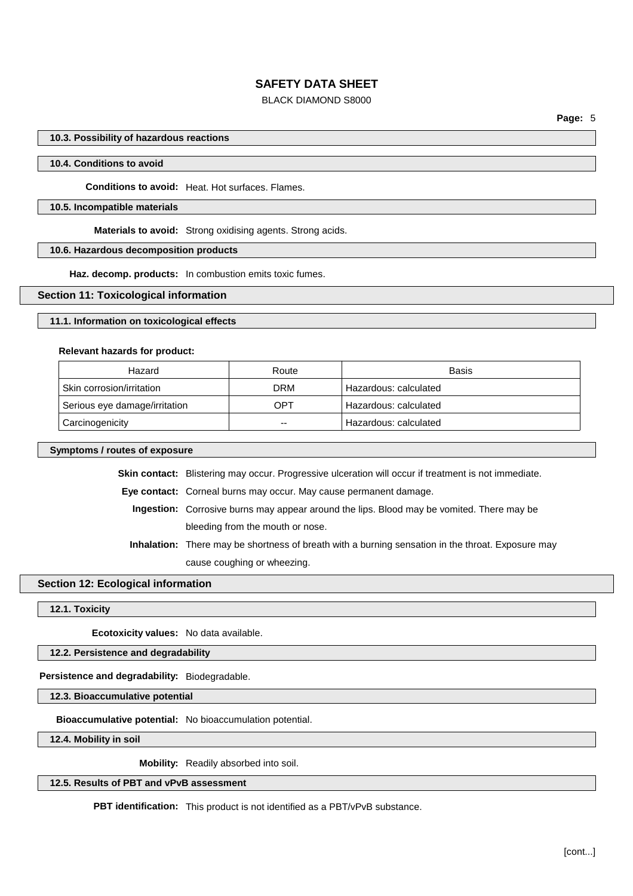### 10.3. Possibility of hazardous reactions

### 10.4. Conditions to avoid

**Conditions to avoid:** Heat. Hot surfaces. Flames.

### 10.5. Incompatible materials

**Materials to avoid:** Strong oxidising agents. Strong acids.

### 10.6. Hazardous decomposition products

**Haz. decomp. products:** In combustion emits toxic fumes.

## Section 11: Toxicological information

### 11.1. Information on toxicological effects

**Relevant hazards for product:**

| Hazard | Route | Basis |
|---|---|---|
| Skin corrosion/irritation | DRM | Hazardous: calculated |
| Serious eye damage/irritation | OPT | Hazardous: calculated |
| Carcinogenicity | -- | Hazardous: calculated |

### Symptoms / routes of exposure

**Skin contact:** Blistering may occur. Progressive ulceration will occur if treatment is not immediate.

**Eye contact:** Corneal burns may occur. May cause permanent damage.

**Ingestion:** Corrosive burns may appear around the lips. Blood may be vomited. There may be bleeding from the mouth or nose.

**Inhalation:** There may be shortness of breath with a burning sensation in the throat. Exposure may cause coughing or wheezing.

## Section 12: Ecological information

### 12.1. Toxicity

**Ecotoxicity values:** No data available.

### 12.2. Persistence and degradability

**Persistence and degradability:** Biodegradable.

### 12.3. Bioaccumulative potential

**Bioaccumulative potential:** No bioaccumulation potential.

### 12.4. Mobility in soil

**Mobility:** Readily absorbed into soil.

### 12.5. Results of PBT and vPvB assessment

**PBT identification:** This product is not identified as a PBT/vPvB substance.

[cont...]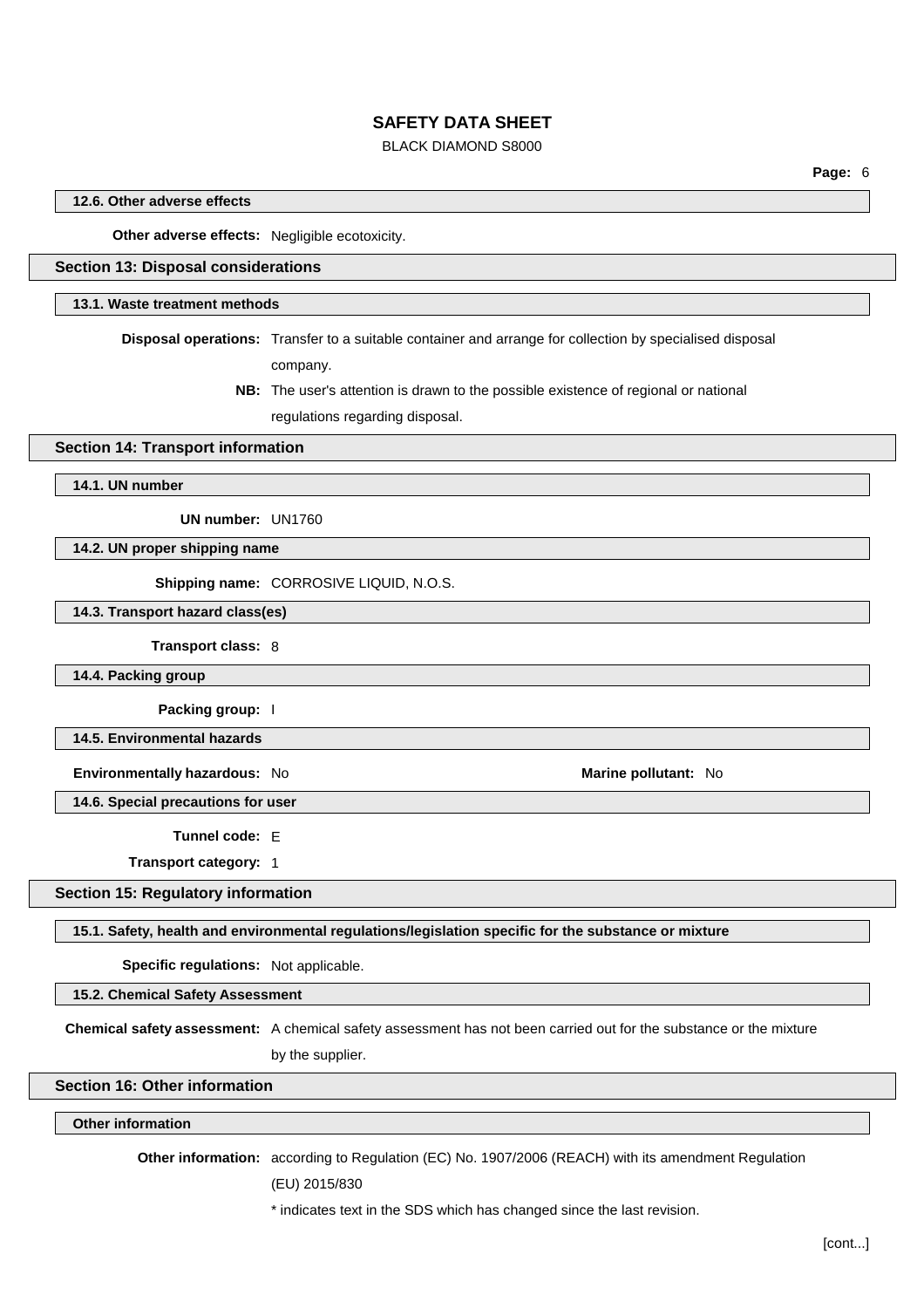### 12.6. Other adverse effects

**Other adverse effects:** Negligible ecotoxicity.

## Section 13: Disposal considerations

### 13.1. Waste treatment methods

**Disposal operations:** Transfer to a suitable container and arrange for collection by specialised disposal company.

**NB:** The user's attention is drawn to the possible existence of regional or national regulations regarding disposal.

## Section 14: Transport information

### 14.1. UN number

**UN number:** UN1760

### 14.2. UN proper shipping name

**Shipping name:** CORROSIVE LIQUID, N.O.S.

### 14.3. Transport hazard class(es)

**Transport class:** 8

### 14.4. Packing group

**Packing group:** I

### 14.5. Environmental hazards

**Environmentally hazardous:** No

**Marine pollutant:** No

### 14.6. Special precautions for user

**Tunnel code:** E

**Transport category:** 1

## Section 15: Regulatory information

### 15.1. Safety, health and environmental regulations/legislation specific for the substance or mixture

**Specific regulations:** Not applicable.

### 15.2. Chemical Safety Assessment

**Chemical safety assessment:** A chemical safety assessment has not been carried out for the substance or the mixture by the supplier.

## Section 16: Other information

### Other information

**Other information:** according to Regulation (EC) No. 1907/2006 (REACH) with its amendment Regulation (EU) 2015/830

* indicates text in the SDS which has changed since the last revision.

[cont...]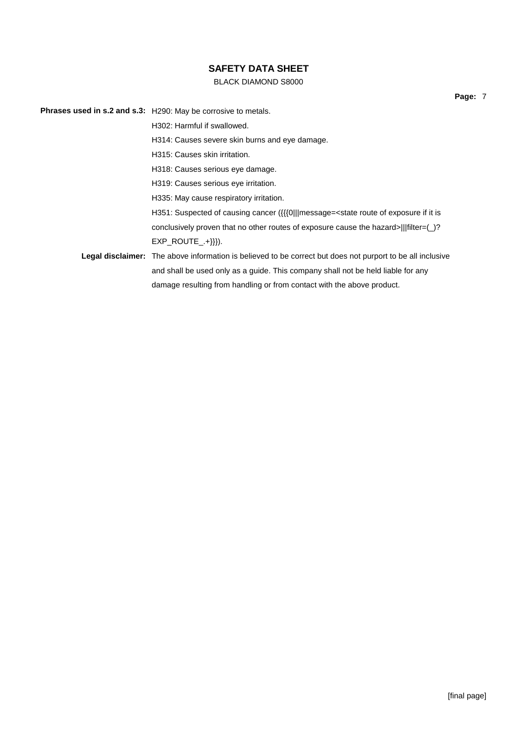**Phrases used in s.2 and s.3:** H290: May be corrosive to metals.

H302: Harmful if swallowed.

H314: Causes severe skin burns and eye damage.

H315: Causes skin irritation.

H318: Causes serious eye damage.

H319: Causes serious eye irritation.

H335: May cause respiratory irritation.

H351: Suspected of causing cancer ({{{0|||message=<state route of exposure if it is conclusively proven that no other routes of exposure cause the hazard>|||filter=(_)?EXP_ROUTE_.+}}}).

**Legal disclaimer:** The above information is believed to be correct but does not purport to be all inclusive and shall be used only as a guide. This company shall not be held liable for any damage resulting from handling or from contact with the above product.

[final page]